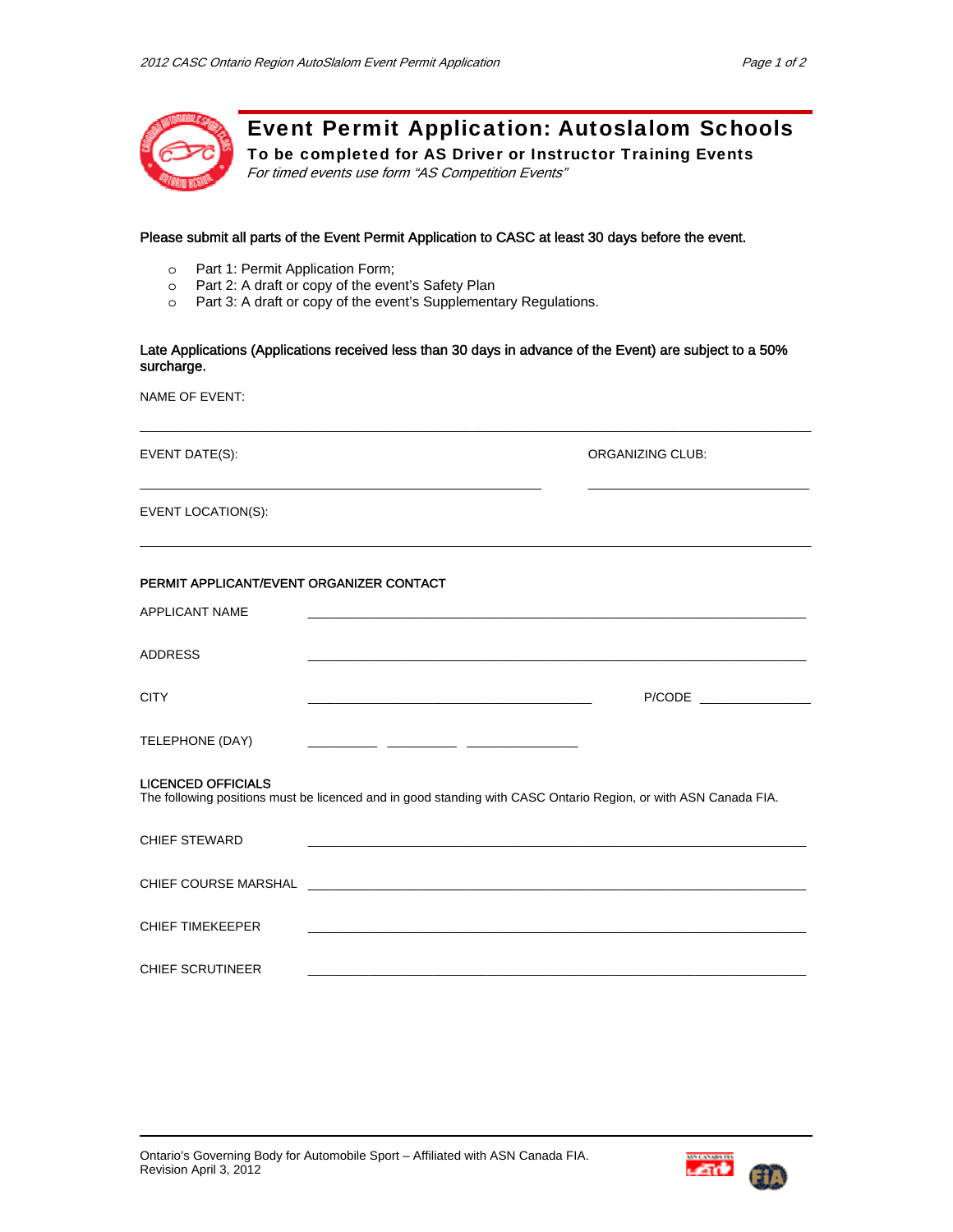# Event Permit Application: Autoslalom Schools

**To be completed for AS Driver or Instructor Training Events**

*For timed events use form "AS Competition Events"*

**Please submit all parts of the Event Permit Application to CASC at least 30 days before the event.**

- Part 1: Permit Application Form;
- Part 2: A draft or copy of the event's Safety Plan
- Part 3: A draft or copy of the event's Supplementary Regulations.

**Late Applications (Applications received less than 30 days in advance of the Event) are subject to a 50% surcharge.**

NAME OF EVENT:

______________________________________________________________________________

EVENT DATE(S): ______________________________ ORGANIZING CLUB: ______________________________

EVENT LOCATION(S):

______________________________________________________________________________

PERMIT APPLICANT/EVENT ORGANIZER CONTACT

APPLICANT NAME ______________________________________________________________________________

ADDRESS ______________________________________________________________________________

CITY ______________________________________________ P/CODE ________________

TELEPHONE (DAY) __________ __________ ________________

LICENCED OFFICIALS

The following positions must be licenced and in good standing with CASC Ontario Region, or with ASN Canada FIA.

CHIEF STEWARD ______________________________________________________________________________

CHIEF COURSE MARSHAL ______________________________________________________________________________

CHIEF TIMEKEEPER ______________________________________________________________________________

CHIEF SCRUTINEER ______________________________________________________________________________

Ontario's Governing Body for Automobile Sport – Affiliated with ASN Canada FIA.
Revision April 3, 2012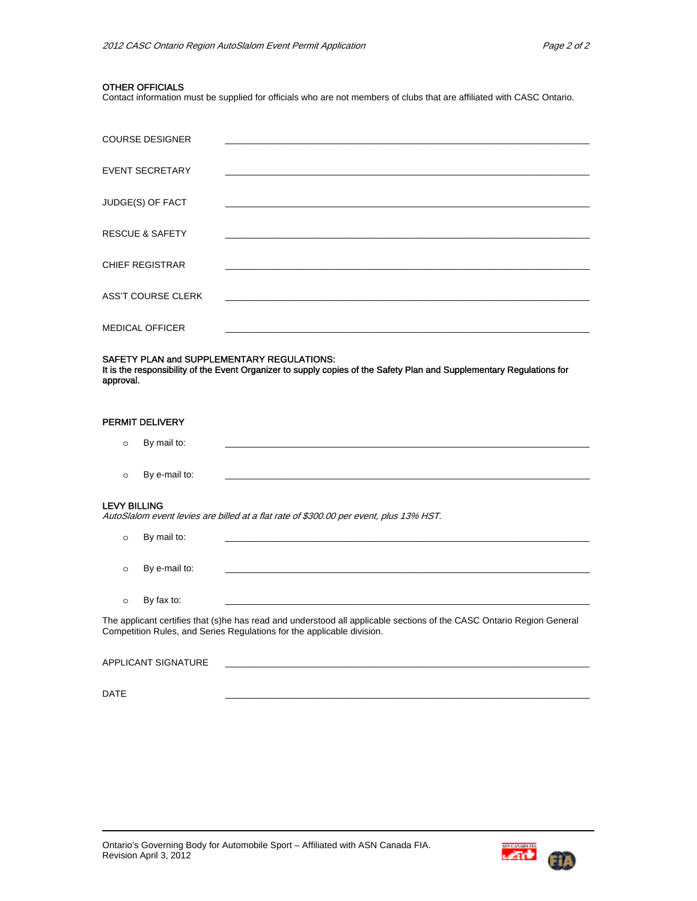## OTHER OFFICIALS

Contact information must be supplied for officials who are not members of clubs that are affiliated with CASC Ontario.

COURSE DESIGNER \_\_\_\_\_\_\_\_\_\_\_\_\_\_\_\_\_\_\_\_\_\_\_\_\_\_\_\_\_\_\_\_\_\_\_\_\_\_\_\_

EVENT SECRETARY \_\_\_\_\_\_\_\_\_\_\_\_\_\_\_\_\_\_\_\_\_\_\_\_\_\_\_\_\_\_\_\_\_\_\_\_\_\_\_\_

JUDGE(S) OF FACT \_\_\_\_\_\_\_\_\_\_\_\_\_\_\_\_\_\_\_\_\_\_\_\_\_\_\_\_\_\_\_\_\_\_\_\_\_\_\_\_

RESCUE & SAFETY \_\_\_\_\_\_\_\_\_\_\_\_\_\_\_\_\_\_\_\_\_\_\_\_\_\_\_\_\_\_\_\_\_\_\_\_\_\_\_\_

CHIEF REGISTRAR \_\_\_\_\_\_\_\_\_\_\_\_\_\_\_\_\_\_\_\_\_\_\_\_\_\_\_\_\_\_\_\_\_\_\_\_\_\_\_\_

ASS'T COURSE CLERK \_\_\_\_\_\_\_\_\_\_\_\_\_\_\_\_\_\_\_\_\_\_\_\_\_\_\_\_\_\_\_\_\_\_\_\_\_\_\_\_

MEDICAL OFFICER \_\_\_\_\_\_\_\_\_\_\_\_\_\_\_\_\_\_\_\_\_\_\_\_\_\_\_\_\_\_\_\_\_\_\_\_\_\_\_\_

## SAFETY PLAN and SUPPLEMENTARY REGULATIONS:

**It is the responsibility of the Event Organizer to supply copies of the Safety Plan and Supplementary Regulations for approval.**

## PERMIT DELIVERY

- By mail to: \_\_\_\_\_\_\_\_\_\_\_\_\_\_\_\_\_\_\_\_\_\_\_\_\_\_\_\_\_\_\_\_\_\_\_\_\_\_\_\_
- By e-mail to: \_\_\_\_\_\_\_\_\_\_\_\_\_\_\_\_\_\_\_\_\_\_\_\_\_\_\_\_\_\_\_\_\_\_\_\_\_\_\_\_

## LEVY BILLING

*AutoSlalom event levies are billed at a flat rate of $300.00 per event, plus 13% HST.*

- By mail to: \_\_\_\_\_\_\_\_\_\_\_\_\_\_\_\_\_\_\_\_\_\_\_\_\_\_\_\_\_\_\_\_\_\_\_\_\_\_\_\_
- By e-mail to: \_\_\_\_\_\_\_\_\_\_\_\_\_\_\_\_\_\_\_\_\_\_\_\_\_\_\_\_\_\_\_\_\_\_\_\_\_\_\_\_
- By fax to: \_\_\_\_\_\_\_\_\_\_\_\_\_\_\_\_\_\_\_\_\_\_\_\_\_\_\_\_\_\_\_\_\_\_\_\_\_\_\_\_

The applicant certifies that (s)he has read and understood all applicable sections of the CASC Ontario Region General Competition Rules, and Series Regulations for the applicable division.

APPLICANT SIGNATURE \_\_\_\_\_\_\_\_\_\_\_\_\_\_\_\_\_\_\_\_\_\_\_\_\_\_\_\_\_\_\_\_\_\_\_\_\_\_\_\_

DATE \_\_\_\_\_\_\_\_\_\_\_\_\_\_\_\_\_\_\_\_\_\_\_\_\_\_\_\_\_\_\_\_\_\_\_\_\_\_\_\_

Ontario's Governing Body for Automobile Sport – Affiliated with ASN Canada FIA.
Revision April 3, 2012